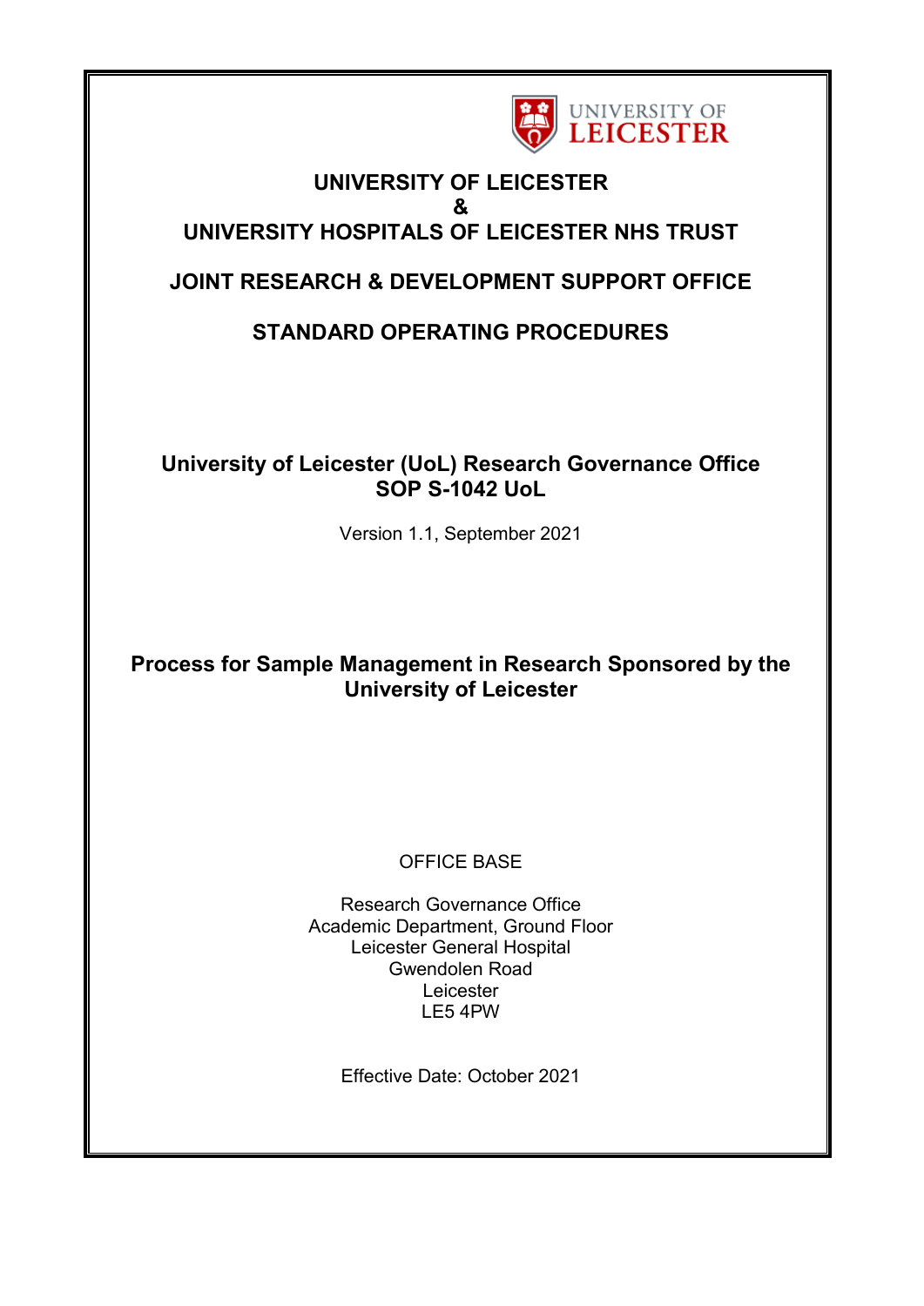# UNIVERSITY OF LEICESTER
# &
# UNIVERSITY HOSPITALS OF LEICESTER NHS TRUST

## JOINT RESEARCH & DEVELOPMENT SUPPORT OFFICE

## STANDARD OPERATING PROCEDURES

**University of Leicester (UoL) Research Governance Office**
**SOP S-1042 UoL**

Version 1.1, September 2021

## Process for Sample Management in Research Sponsored by the University of Leicester

OFFICE BASE

Research Governance Office
Academic Department, Ground Floor
Leicester General Hospital
Gwendolen Road
Leicester
LE5 4PW

Effective Date: October 2021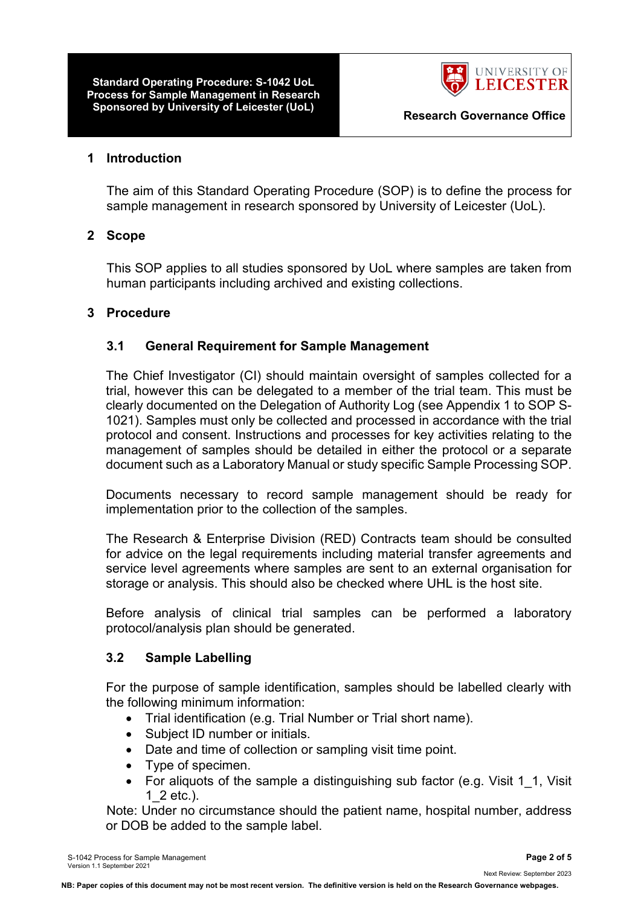## 1 Introduction

The aim of this Standard Operating Procedure (SOP) is to define the process for sample management in research sponsored by University of Leicester (UoL).

## 2 Scope

This SOP applies to all studies sponsored by UoL where samples are taken from human participants including archived and existing collections.

## 3 Procedure

### 3.1 General Requirement for Sample Management

The Chief Investigator (CI) should maintain oversight of samples collected for a trial, however this can be delegated to a member of the trial team. This must be clearly documented on the Delegation of Authority Log (see Appendix 1 to SOP S-1021). Samples must only be collected and processed in accordance with the trial protocol and consent. Instructions and processes for key activities relating to the management of samples should be detailed in either the protocol or a separate document such as a Laboratory Manual or study specific Sample Processing SOP.

Documents necessary to record sample management should be ready for implementation prior to the collection of the samples.

The Research & Enterprise Division (RED) Contracts team should be consulted for advice on the legal requirements including material transfer agreements and service level agreements where samples are sent to an external organisation for storage or analysis. This should also be checked where UHL is the host site.

Before analysis of clinical trial samples can be performed a laboratory protocol/analysis plan should be generated.

### 3.2 Sample Labelling

For the purpose of sample identification, samples should be labelled clearly with the following minimum information:

- Trial identification (e.g. Trial Number or Trial short name).
- Subject ID number or initials.
- Date and time of collection or sampling visit time point.
- Type of specimen.
- For aliquots of the sample a distinguishing sub factor (e.g. Visit 1_1, Visit 1_2 etc.).

Note: Under no circumstance should the patient name, hospital number, address or DOB be added to the sample label.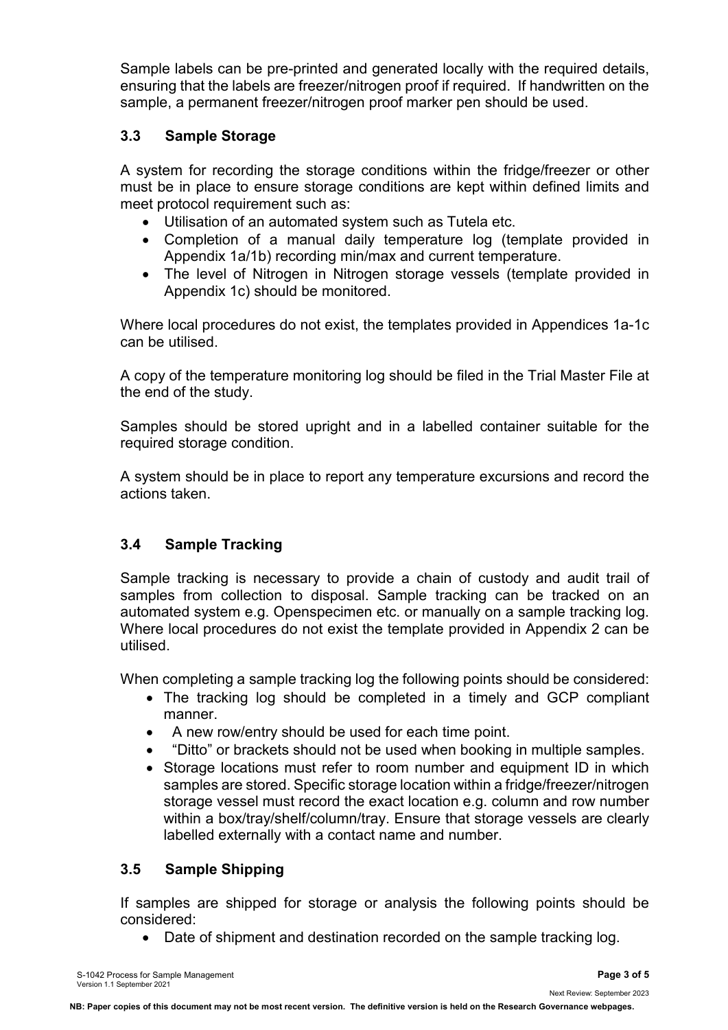Sample labels can be pre-printed and generated locally with the required details, ensuring that the labels are freezer/nitrogen proof if required. If handwritten on the sample, a permanent freezer/nitrogen proof marker pen should be used.

### 3.3 Sample Storage

A system for recording the storage conditions within the fridge/freezer or other must be in place to ensure storage conditions are kept within defined limits and meet protocol requirement such as:

- Utilisation of an automated system such as Tutela etc.
- Completion of a manual daily temperature log (template provided in Appendix 1a/1b) recording min/max and current temperature.
- The level of Nitrogen in Nitrogen storage vessels (template provided in Appendix 1c) should be monitored.

Where local procedures do not exist, the templates provided in Appendices 1a-1c can be utilised.

A copy of the temperature monitoring log should be filed in the Trial Master File at the end of the study.

Samples should be stored upright and in a labelled container suitable for the required storage condition.

A system should be in place to report any temperature excursions and record the actions taken.

### 3.4 Sample Tracking

Sample tracking is necessary to provide a chain of custody and audit trail of samples from collection to disposal. Sample tracking can be tracked on an automated system e.g. Openspecimen etc. or manually on a sample tracking log. Where local procedures do not exist the template provided in Appendix 2 can be utilised.

When completing a sample tracking log the following points should be considered:

- The tracking log should be completed in a timely and GCP compliant manner.
- A new row/entry should be used for each time point.
- "Ditto" or brackets should not be used when booking in multiple samples.
- Storage locations must refer to room number and equipment ID in which samples are stored. Specific storage location within a fridge/freezer/nitrogen storage vessel must record the exact location e.g. column and row number within a box/tray/shelf/column/tray. Ensure that storage vessels are clearly labelled externally with a contact name and number.

### 3.5 Sample Shipping

If samples are shipped for storage or analysis the following points should be considered:

- Date of shipment and destination recorded on the sample tracking log.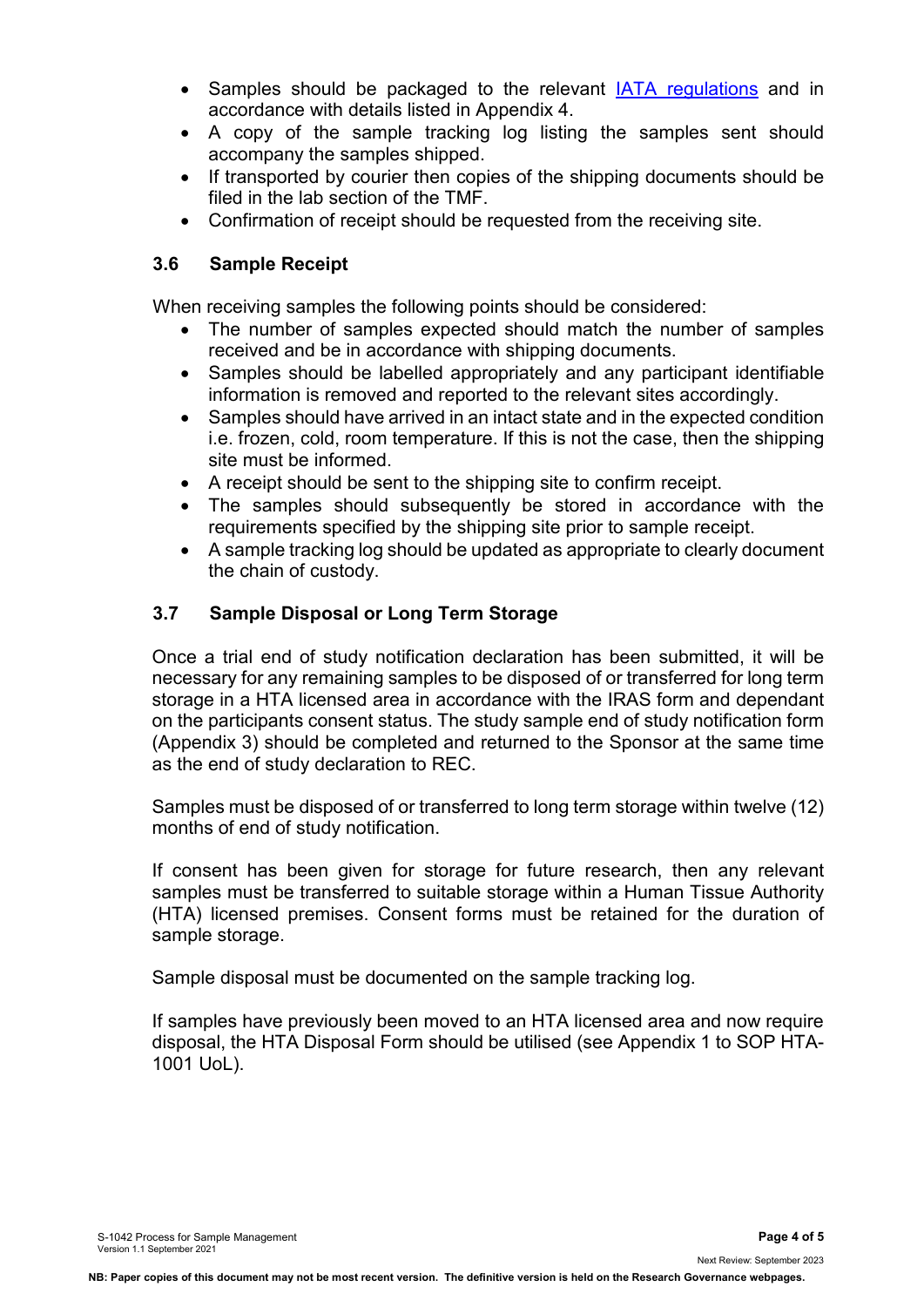- Samples should be packaged to the relevant [IATA regulations](IATA regulations) and in accordance with details listed in Appendix 4.
- A copy of the sample tracking log listing the samples sent should accompany the samples shipped.
- If transported by courier then copies of the shipping documents should be filed in the lab section of the TMF.
- Confirmation of receipt should be requested from the receiving site.

### 3.6 Sample Receipt

When receiving samples the following points should be considered:

- The number of samples expected should match the number of samples received and be in accordance with shipping documents.
- Samples should be labelled appropriately and any participant identifiable information is removed and reported to the relevant sites accordingly.
- Samples should have arrived in an intact state and in the expected condition i.e. frozen, cold, room temperature. If this is not the case, then the shipping site must be informed.
- A receipt should be sent to the shipping site to confirm receipt.
- The samples should subsequently be stored in accordance with the requirements specified by the shipping site prior to sample receipt.
- A sample tracking log should be updated as appropriate to clearly document the chain of custody.

### 3.7 Sample Disposal or Long Term Storage

Once a trial end of study notification declaration has been submitted, it will be necessary for any remaining samples to be disposed of or transferred for long term storage in a HTA licensed area in accordance with the IRAS form and dependant on the participants consent status. The study sample end of study notification form (Appendix 3) should be completed and returned to the Sponsor at the same time as the end of study declaration to REC.

Samples must be disposed of or transferred to long term storage within twelve (12) months of end of study notification.

If consent has been given for storage for future research, then any relevant samples must be transferred to suitable storage within a Human Tissue Authority (HTA) licensed premises. Consent forms must be retained for the duration of sample storage.

Sample disposal must be documented on the sample tracking log.

If samples have previously been moved to an HTA licensed area and now require disposal, the HTA Disposal Form should be utilised (see Appendix 1 to SOP HTA-1001 UoL).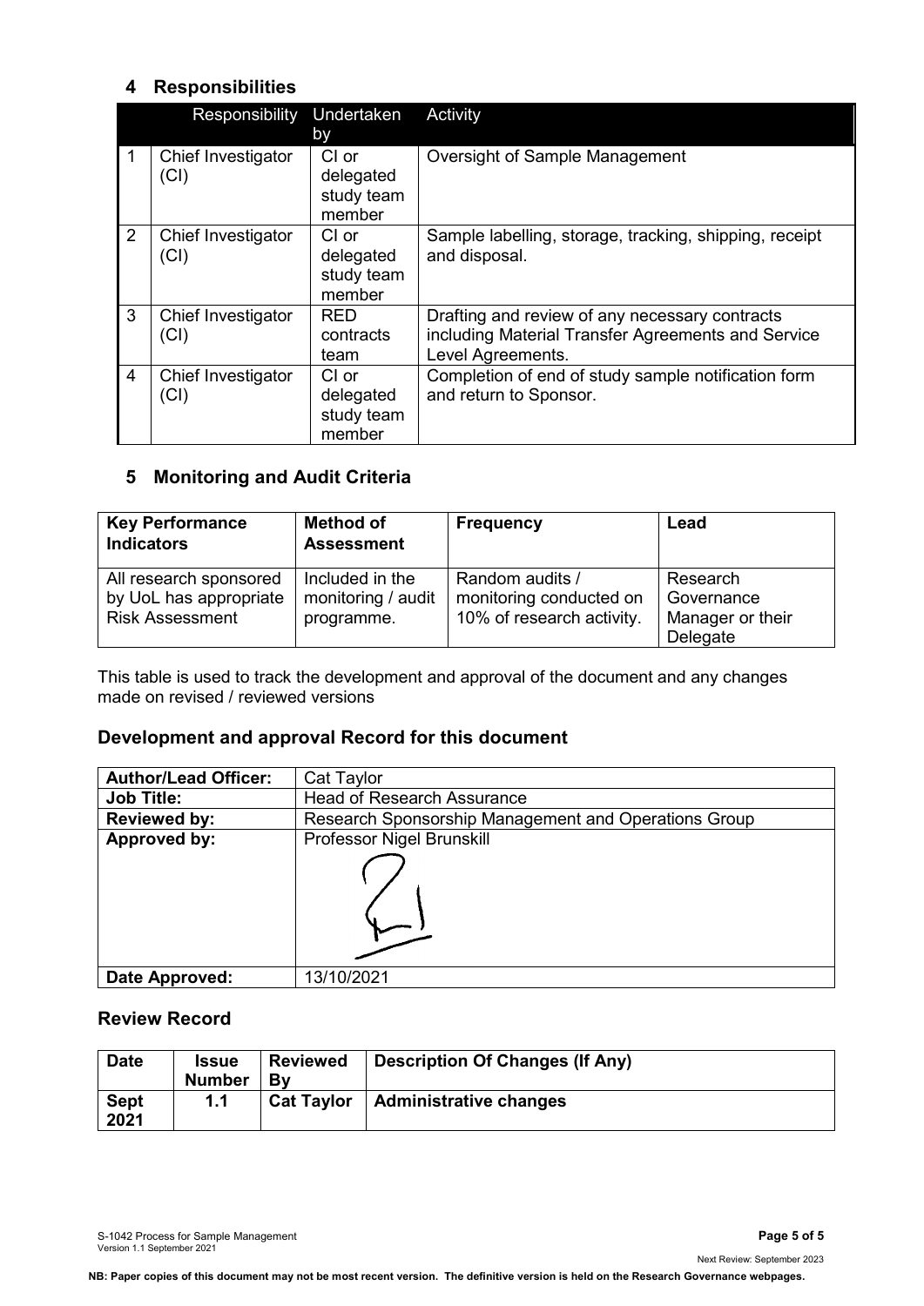## 4 Responsibilities

| | Responsibility | Undertaken by | Activity |
|---|---|---|---|
| 1 | Chief Investigator (CI) | CI or delegated study team member | Oversight of Sample Management |
| 2 | Chief Investigator (CI) | CI or delegated study team member | Sample labelling, storage, tracking, shipping, receipt and disposal. |
| 3 | Chief Investigator (CI) | RED contracts team | Drafting and review of any necessary contracts including Material Transfer Agreements and Service Level Agreements. |
| 4 | Chief Investigator (CI) | CI or delegated study team member | Completion of end of study sample notification form and return to Sponsor. |

## 5 Monitoring and Audit Criteria

| Key Performance Indicators | Method of Assessment | Frequency | Lead |
|---|---|---|---|
| All research sponsored by UoL has appropriate Risk Assessment | Included in the monitoring / audit programme. | Random audits / monitoring conducted on 10% of research activity. | Research Governance Manager or their Delegate |

This table is used to track the development and approval of the document and any changes made on revised / reviewed versions

### Development and approval Record for this document

| | |
|---|---|
| **Author/Lead Officer:** | Cat Taylor |
| **Job Title:** | Head of Research Assurance |
| **Reviewed by:** | Research Sponsorship Management and Operations Group |
| **Approved by:** | Professor Nigel Brunskill |
| **Date Approved:** | 13/10/2021 |

### Review Record

| Date | Issue Number | Reviewed By | Description Of Changes (If Any) |
|---|---|---|---|
| **Sept 2021** | **1.1** | **Cat Taylor** | **Administrative changes** |

**NB: Paper copies of this document may not be most recent version. The definitive version is held on the Research Governance webpages.**